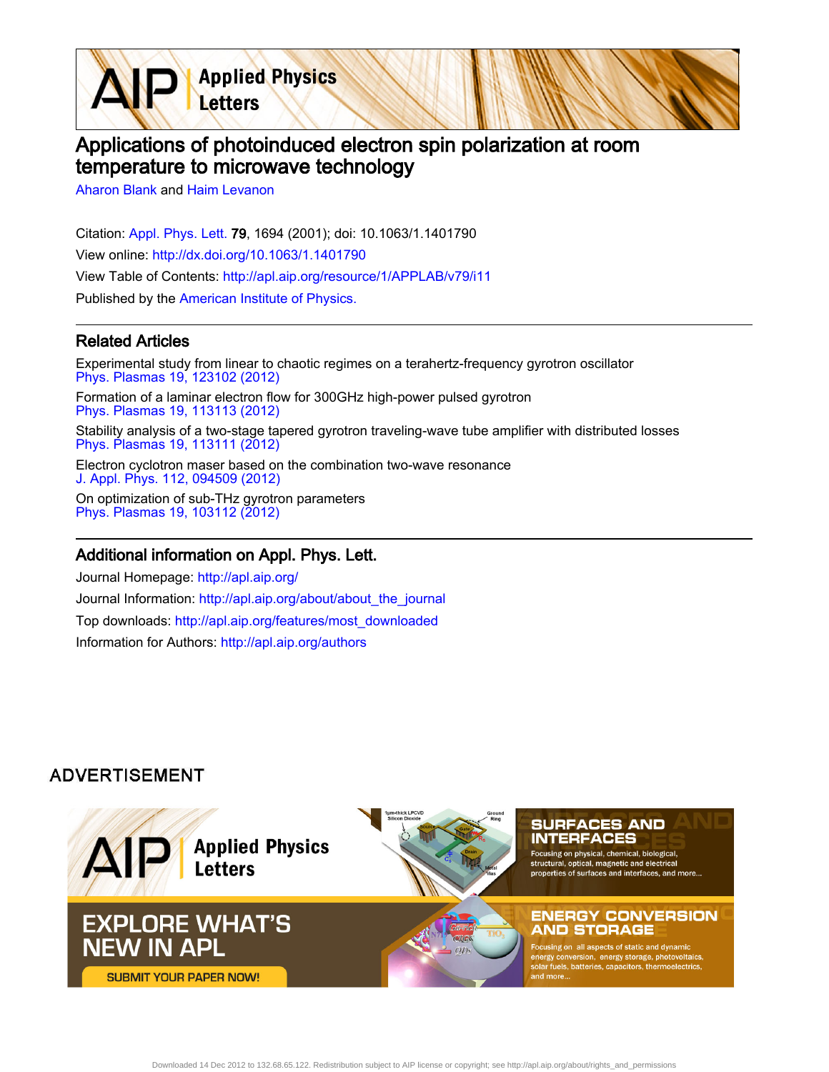# Applications of photoinduced electron spin polarization at room temperature to microwave technology

Aharon Blank and Haim Levanon

Citation: Appl. Phys. Lett. **79**, 1694 (2001); doi: 10.1063/1.1401790

View online: http://dx.doi.org/10.1063/1.1401790

View Table of Contents: http://apl.aip.org/resource/1/APPLAB/v79/i11

Published by the American Institute of Physics.

## Related Articles

Experimental study from linear to chaotic regimes on a terahertz-frequency gyrotron oscillator
Phys. Plasmas 19, 123102 (2012)

Formation of a laminar electron flow for 300GHz high-power pulsed gyrotron
Phys. Plasmas 19, 113113 (2012)

Stability analysis of a two-stage tapered gyrotron traveling-wave tube amplifier with distributed losses
Phys. Plasmas 19, 113111 (2012)

Electron cyclotron maser based on the combination two-wave resonance
J. Appl. Phys. 112, 094509 (2012)

On optimization of sub-THz gyrotron parameters
Phys. Plasmas 19, 103112 (2012)

## Additional information on Appl. Phys. Lett.

Journal Homepage: http://apl.aip.org/

Journal Information: http://apl.aip.org/about/about_the_journal

Top downloads: http://apl.aip.org/features/most_downloaded

Information for Authors: http://apl.aip.org/authors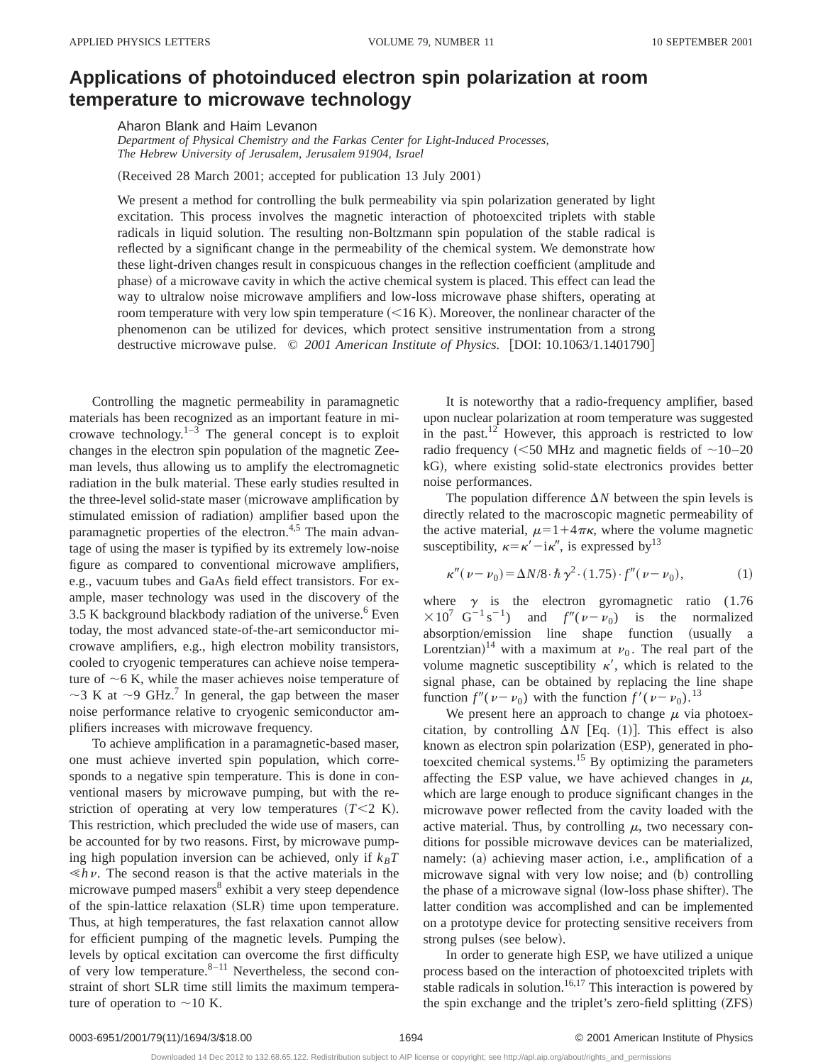# Applications of photoinduced electron spin polarization at room temperature to microwave technology

Aharon Blank and Haim Levanon

*Department of Physical Chemistry and the Farkas Center for Light-Induced Processes, The Hebrew University of Jerusalem, Jerusalem 91904, Israel*

(Received 28 March 2001; accepted for publication 13 July 2001)

We present a method for controlling the bulk permeability via spin polarization generated by light excitation. This process involves the magnetic interaction of photoexcited triplets with stable radicals in liquid solution. The resulting non-Boltzmann spin population of the stable radical is reflected by a significant change in the permeability of the chemical system. We demonstrate how these light-driven changes result in conspicuous changes in the reflection coefficient (amplitude and phase) of a microwave cavity in which the active chemical system is placed. This effect can lead the way to ultralow noise microwave amplifiers and low-loss microwave phase shifters, operating at room temperature with very low spin temperature ($<16$ K). Moreover, the nonlinear character of the phenomenon can be utilized for devices, which protect sensitive instrumentation from a strong destructive microwave pulse. © *2001 American Institute of Physics.* [DOI: 10.1063/1.1401790]

Controlling the magnetic permeability in paramagnetic materials has been recognized as an important feature in microwave technology.[1–3] The general concept is to exploit changes in the electron spin population of the magnetic Zeeman levels, thus allowing us to amplify the electromagnetic radiation in the bulk material. These early studies resulted in the three-level solid-state maser (microwave amplification by stimulated emission of radiation) amplifier based upon the paramagnetic properties of the electron.[4,5] The main advantage of using the maser is typified by its extremely low-noise figure as compared to conventional microwave amplifiers, e.g., vacuum tubes and GaAs field effect transistors. For example, maser technology was used in the discovery of the 3.5 K background blackbody radiation of the universe.[6] Even today, the most advanced state-of-the-art semiconductor microwave amplifiers, e.g., high electron mobility transistors, cooled to cryogenic temperatures can achieve noise temperature of $\sim$6 K, while the maser achieves noise temperature of $\sim$3 K at $\sim$9 GHz.[7] In general, the gap between the maser noise performance relative to cryogenic semiconductor amplifiers increases with microwave frequency.

To achieve amplification in a paramagnetic-based maser, one must achieve inverted spin population, which corresponds to a negative spin temperature. This is done in conventional masers by microwave pumping, but with the restriction of operating at very low temperatures ($T<2$ K). This restriction, which precluded the wide use of masers, can be accounted for by two reasons. First, by microwave pumping high population inversion can be achieved, only if $k_BT \ll h\nu$. The second reason is that the active materials in the microwave pumped masers[8] exhibit a very steep dependence of the spin-lattice relaxation (SLR) time upon temperature. Thus, at high temperatures, the fast relaxation cannot allow for efficient pumping of the magnetic levels. Pumping the levels by optical excitation can overcome the first difficulty of very low temperature.[8–11] Nevertheless, the second constraint of short SLR time still limits the maximum temperature of operation to $\sim$10 K.

It is noteworthy that a radio-frequency amplifier, based upon nuclear polarization at room temperature was suggested in the past.[12] However, this approach is restricted to low radio frequency ($<50$ MHz and magnetic fields of $\sim$10–20 kG), where existing solid-state electronics provides better noise performances.

The population difference $\Delta N$ between the spin levels is directly related to the macroscopic magnetic permeability of the active material, $\mu = 1+4\pi\kappa$, where the volume magnetic susceptibility, $\kappa = \kappa' - i\kappa''$, is expressed by[13]

$$\kappa''(\nu-\nu_0) = \Delta N/8 \cdot \hbar\gamma^2 \cdot (1.75) \cdot f''(\nu-\nu_0), \tag{1}$$

where $\gamma$ is the electron gyromagnetic ratio ($1.76 \times 10^7$ G$^{-1}$ s$^{-1}$) and $f''(\nu-\nu_0)$ is the normalized absorption/emission line shape function (usually a Lorentzian)[14] with a maximum at $\nu_0$. The real part of the volume magnetic susceptibility $\kappa'$, which is related to the signal phase, can be obtained by replacing the line shape function $f''(\nu-\nu_0)$ with the function $f'(\nu-\nu_0)$.[13]

We present here an approach to change $\mu$ via photoexcitation, by controlling $\Delta N$ [Eq. (1)]. This effect is also known as electron spin polarization (ESP), generated in photoexcited chemical systems.[15] By optimizing the parameters affecting the ESP value, we have achieved changes in $\mu$, which are large enough to produce significant changes in the microwave power reflected from the cavity loaded with the active material. Thus, by controlling $\mu$, two necessary conditions for possible microwave devices can be materialized, namely: (a) achieving maser action, i.e., amplification of a microwave signal with very low noise; and (b) controlling the phase of a microwave signal (low-loss phase shifter). The latter condition was accomplished and can be implemented on a prototype device for protecting sensitive receivers from strong pulses (see below).

In order to generate high ESP, we have utilized a unique process based on the interaction of photoexcited triplets with stable radicals in solution.[16,17] This interaction is powered by the spin exchange and the triplet's zero-field splitting (ZFS)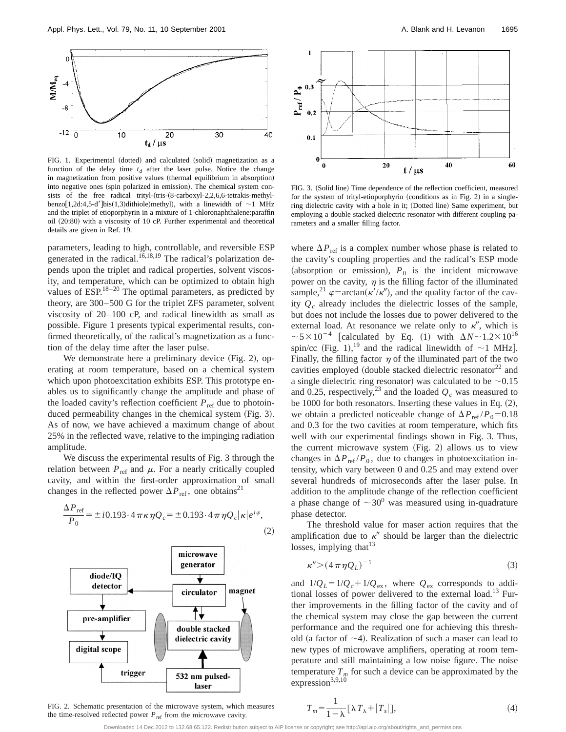FIG. 1. Experimental (dotted) and calculated (solid) magnetization as a function of the delay time $t_d$ after the laser pulse. Notice the change in magnetization from positive values (thermal equilibrium in absorption) into negative ones (spin polarized in emission). The chemical system consists of the free radical trityl-(tris-(8-carboxyl-2,2,6,6-tetrakis-methyl-benzo[1,2d:4,5-d′]bis(1,3)dithiole)methyl), with a linewidth of ~1 MHz and the triplet of etioporphyrin in a mixture of 1-chloronaphthalene:paraffin oil (20:80) with a viscosity of 10 cP. Further experimental and theoretical details are given in Ref. 19.

parameters, leading to high, controllable, and reversible ESP generated in the radical.[16,18,19] The radical's polarization depends upon the triplet and radical properties, solvent viscosity, and temperature, which can be optimized to obtain high values of ESP.[18–20] The optimal parameters, as predicted by theory, are 300–500 G for the triplet ZFS parameter, solvent viscosity of 20–100 cP, and radical linewidth as small as possible. Figure 1 presents typical experimental results, confirmed theoretically, of the radical's magnetization as a function of the delay time after the laser pulse.

We demonstrate here a preliminary device (Fig. 2), operating at room temperature, based on a chemical system which upon photoexcitation exhibits ESP. This prototype enables us to significantly change the amplitude and phase of the loaded cavity's reflection coefficient $P_{\rm ref}$ due to photoinduced permeability changes in the chemical system (Fig. 3). As of now, we have achieved a maximum change of about 25% in the reflected wave, relative to the impinging radiation amplitude.

We discuss the experimental results of Fig. 3 through the relation between $P_{\rm ref}$ and $\mu$. For a nearly critically coupled cavity, and within the first-order approximation of small changes in the reflected power $\Delta P_{\rm ref}$, one obtains[21]

$$\frac{\Delta P_{\rm ref}}{P_0} = \pm i0.193\cdot 4\pi\kappa\eta Q_c = \pm 0.193\cdot 4\pi\eta Q_c|\kappa|e^{i\varphi}, \tag{2}$$

FIG. 2. Schematic presentation of the microwave system, which measures the time-resolved reflected power $P_{\rm ref}$ from the microwave cavity.

FIG. 3. (Solid line) Time dependence of the reflection coefficient, measured for the system of trityl-etioporphyrin (conditions as in Fig. 2) in a single-ring dielectric cavity with a hole in it; (Dotted line) Same experiment, but employing a double stacked dielectric resonator with different coupling parameters and a smaller filling factor.

where $\Delta P_{\rm ref}$ is a complex number whose phase is related to the cavity's coupling properties and the radical's ESP mode (absorption or emission), $P_0$ is the incident microwave power on the cavity, $\eta$ is the filling factor of the illuminated sample,[21] $\varphi=\arctan(\kappa'/\kappa'')$, and the quality factor of the cavity $Q_c$ already includes the dielectric losses of the sample, but does not include the losses due to power delivered to the external load. At resonance we relate only to $\kappa''$, which is $\sim 5\times 10^{-4}$ [calculated by Eq. (1) with $\Delta N \sim 1.2\times 10^{16}$ spin/cc (Fig. 1),[19] and the radical linewidth of ~1 MHz]. Finally, the filling factor $\eta$ of the illuminated part of the two cavities employed (double stacked dielectric resonator[22] and a single dielectric ring resonator) was calculated to be ~0.15 and 0.25, respectively,[23] and the loaded $Q_c$ was measured to be 1000 for both resonators. Inserting these values in Eq. (2), we obtain a predicted noticeable change of $\Delta P_{\rm ref}/P_0 = 0.18$ and 0.3 for the two cavities at room temperature, which fits well with our experimental findings shown in Fig. 3. Thus, the current microwave system (Fig. 2) allows us to view changes in $\Delta P_{\rm ref}/P_0$, due to changes in photoexcitation intensity, which vary between 0 and 0.25 and may extend over several hundreds of microseconds after the laser pulse. In addition to the amplitude change of the reflection coefficient a phase change of $\sim 30^0$ was measured using in-quadrature phase detector.

The threshold value for maser action requires that the amplification due to $\kappa''$ should be larger than the dielectric losses, implying that[13]

$$\kappa'' > (4\pi\eta Q_L)^{-1} \tag{3}$$

and $1/Q_L = 1/Q_c + 1/Q_{\rm ex}$, where $Q_{\rm ex}$ corresponds to additional losses of power delivered to the external load.[13] Further improvements in the filling factor of the cavity and of the chemical system may close the gap between the current performance and the required one for achieving this threshold (a factor of ~4). Realization of such a maser can lead to new types of microwave amplifiers, operating at room temperature and still maintaining a low noise figure. The noise temperature $T_m$ for such a device can be approximated by the expression[3,9,10]

$$T_m = \frac{1}{1-\lambda}[\lambda T_\lambda + |T_s|], \tag{4}$$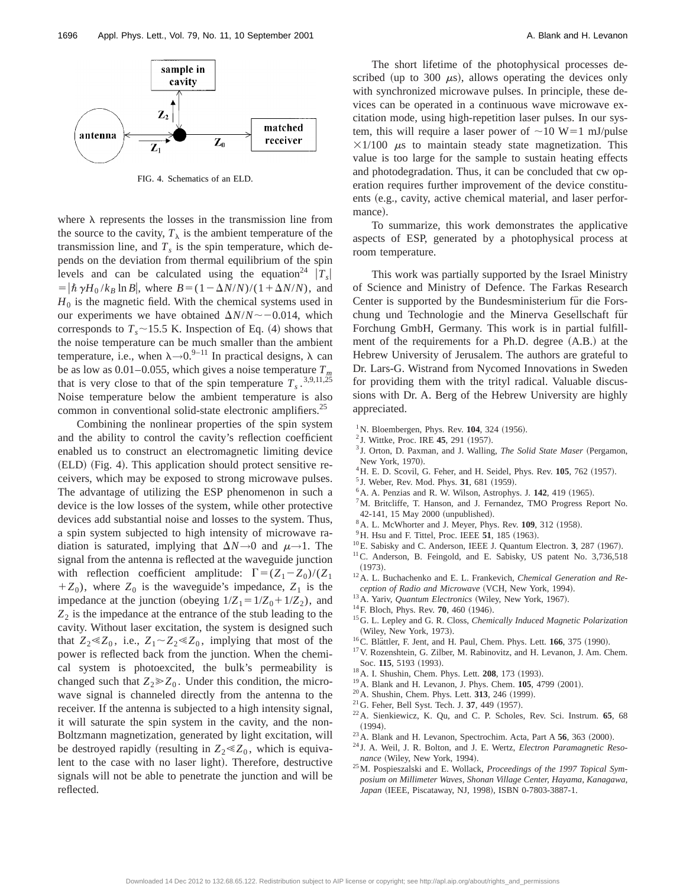antenna

sample in cavity

matched receiver

$Z_2$

$Z_1$

$Z_0$

FIG. 4. Schematics of an ELD.

where $\lambda$ represents the losses in the transmission line from the source to the cavity, $T_\lambda$ is the ambient temperature of the transmission line, and $T_s$ is the spin temperature, which depends on the deviation from thermal equilibrium of the spin levels and can be calculated using the equation[24] $|T_s| = |\hbar \gamma H_0 / k_B \ln B|$, where $B=(1-\Delta N/N)/(1+\Delta N/N)$, and $H_0$ is the magnetic field. With the chemical systems used in our experiments we have obtained $\Delta N/N \sim -0.014$, which corresponds to $T_s \sim 15.5$ K. Inspection of Eq. (4) shows that the noise temperature can be much smaller than the ambient temperature, i.e., when $\lambda \rightarrow 0$.[9–11] In practical designs, $\lambda$ can be as low as 0.01–0.055, which gives a noise temperature $T_m$ that is very close to that of the spin temperature $T_s$.[3,9,11,25] Noise temperature below the ambient temperature is also common in conventional solid-state electronic amplifiers.[25]

Combining the nonlinear properties of the spin system and the ability to control the cavity's reflection coefficient enabled us to construct an electromagnetic limiting device (ELD) (Fig. 4). This application should protect sensitive receivers, which may be exposed to strong microwave pulses. The advantage of utilizing the ESP phenomenon in such a device is the low losses of the system, while other protective devices add substantial noise and losses to the system. Thus, a spin system subjected to high intensity of microwave radiation is saturated, implying that $\Delta N \rightarrow 0$ and $\mu \rightarrow 1$. The signal from the antenna is reflected at the waveguide junction with reflection coefficient amplitude: $\Gamma=(Z_1-Z_0)/(Z_1+Z_0)$, where $Z_0$ is the waveguide's impedance, $Z_1$ is the impedance at the junction (obeying $1/Z_1=1/Z_0+1/Z_2$), and $Z_2$ is the impedance at the entrance of the stub leading to the cavity. Without laser excitation, the system is designed such that $Z_2 \ll Z_0$, i.e., $Z_1 \sim Z_2 \ll Z_0$, implying that most of the power is reflected back from the junction. When the chemical system is photoexcited, the bulk's permeability is changed such that $Z_2 \gg Z_0$. Under this condition, the microwave signal is channeled directly from the antenna to the receiver. If the antenna is subjected to a high intensity signal, it will saturate the spin system in the cavity, and the non-Boltzmann magnetization, generated by light excitation, will be destroyed rapidly (resulting in $Z_2 \ll Z_0$, which is equivalent to the case with no laser light). Therefore, destructive signals will not be able to penetrate the junction and will be reflected.

The short lifetime of the photophysical processes described (up to 300 $\mu$s), allows operating the devices only with synchronized microwave pulses. In principle, these devices can be operated in a continuous wave microwave excitation mode, using high-repetition laser pulses. In our system, this will require a laser power of $\sim$10 W=1 mJ/pulse $\times 1/100$ $\mu$s to maintain steady state magnetization. This value is too large for the sample to sustain heating effects and photodegradation. Thus, it can be concluded that cw operation requires further improvement of the device constituents (e.g., cavity, active chemical material, and laser performance).

To summarize, this work demonstrates the applicative aspects of ESP, generated by a photophysical process at room temperature.

This work was partially supported by the Israel Ministry of Science and Ministry of Defence. The Farkas Research Center is supported by the Bundesministerium für die Forschung und Technologie and the Minerva Gesellschaft für Forchung GmbH, Germany. This work is in partial fulfillment of the requirements for a Ph.D. degree (A.B.) at the Hebrew University of Jerusalem. The authors are grateful to Dr. Lars-G. Wistrand from Nycomed Innovations in Sweden for providing them with the trityl radical. Valuable discussions with Dr. A. Berg of the Hebrew University are highly appreciated.

[1] N. Bloembergen, Phys. Rev. **104**, 324 (1956).
[2] J. Wittke, Proc. IRE **45**, 291 (1957).
[3] J. Orton, D. Paxman, and J. Walling, *The Solid State Maser* (Pergamon, New York, 1970).
[4] H. E. D. Scovil, G. Feher, and H. Seidel, Phys. Rev. **105**, 762 (1957).
[5] J. Weber, Rev. Mod. Phys. **31**, 681 (1959).
[6] A. A. Penzias and R. W. Wilson, Astrophys. J. **142**, 419 (1965).
[7] M. Britcliffe, T. Hanson, and J. Fernandez, TMO Progress Report No. 42-141, 15 May 2000 (unpublished).
[8] A. L. McWhorter and J. Meyer, Phys. Rev. **109**, 312 (1958).
[9] H. Hsu and F. Tittel, Proc. IEEE **51**, 185 (1963).
[10] E. Sabisky and C. Anderson, IEEE J. Quantum Electron. **3**, 287 (1967).
[11] C. Anderson, B. Feingold, and E. Sabisky, US patent No. 3,736,518 (1973).
[12] A. L. Buchachenko and E. L. Frankevich, *Chemical Generation and Reception of Radio and Microwave* (VCH, New York, 1994).
[13] A. Yariv, *Quantum Electronics* (Wiley, New York, 1967).
[14] F. Bloch, Phys. Rev. **70**, 460 (1946).
[15] G. L. Lepley and G. R. Closs, *Chemically Induced Magnetic Polarization* (Wiley, New York, 1973).
[16] C. Blättler, F. Jent, and H. Paul, Chem. Phys. Lett. **166**, 375 (1990).
[17] V. Rozenshtein, G. Zilber, M. Rabinovitz, and H. Levanon, J. Am. Chem. Soc. **115**, 5193 (1993).
[18] A. I. Shushin, Chem. Phys. Lett. **208**, 173 (1993).
[19] A. Blank and H. Levanon, J. Phys. Chem. **105**, 4799 (2001).
[20] A. Shushin, Chem. Phys. Lett. **313**, 246 (1999).
[21] G. Feher, Bell Syst. Tech. J. **37**, 449 (1957).
[22] A. Sienkiewicz, K. Qu, and C. P. Scholes, Rev. Sci. Instrum. **65**, 68 (1994).
[23] A. Blank and H. Levanon, Spectrochim. Acta, Part A **56**, 363 (2000).
[24] J. A. Weil, J. R. Bolton, and J. E. Wertz, *Electron Paramagnetic Resonance* (Wiley, New York, 1994).
[25] M. Pospieszalski and E. Wollack, *Proceedings of the 1997 Topical Symposium on Millimeter Waves, Shonan Village Center, Hayama, Kanagawa, Japan* (IEEE, Piscataway, NJ, 1998), ISBN 0-7803-3887-1.